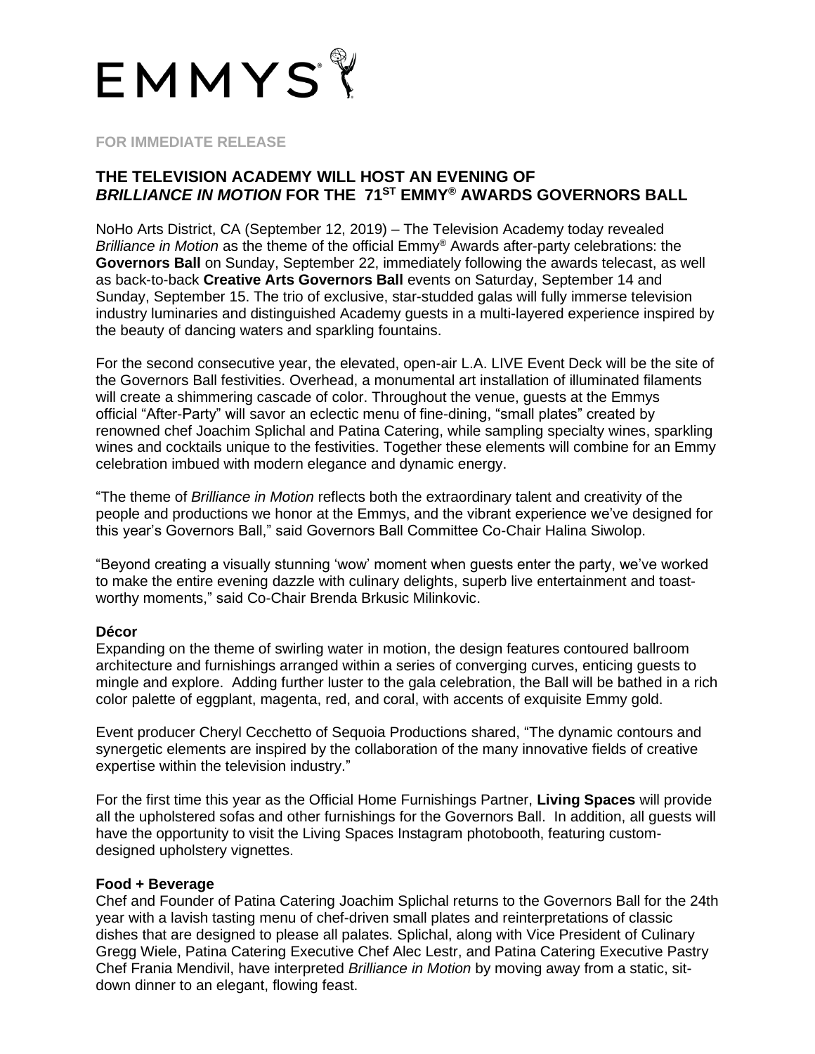EMMYS

FOR IMMEDIATE RELEASE

# THE TELEVISION ACADEMY WILL HOST AN EVENING OF *BRILLIANCE IN MOTION* FOR THE 71ST EMMY® AWARDS GOVERNORS BALL

NoHo Arts District, CA (September 12, 2019) – The Television Academy today revealed *Brilliance in Motion* as the theme of the official Emmy® Awards after-party celebrations: the **Governors Ball** on Sunday, September 22, immediately following the awards telecast, as well as back-to-back **Creative Arts Governors Ball** events on Saturday, September 14 and Sunday, September 15. The trio of exclusive, star-studded galas will fully immerse television industry luminaries and distinguished Academy guests in a multi-layered experience inspired by the beauty of dancing waters and sparkling fountains.

For the second consecutive year, the elevated, open-air L.A. LIVE Event Deck will be the site of the Governors Ball festivities. Overhead, a monumental art installation of illuminated filaments will create a shimmering cascade of color. Throughout the venue, guests at the Emmys official "After-Party" will savor an eclectic menu of fine-dining, "small plates" created by renowned chef Joachim Splichal and Patina Catering, while sampling specialty wines, sparkling wines and cocktails unique to the festivities. Together these elements will combine for an Emmy celebration imbued with modern elegance and dynamic energy.

"The theme of *Brilliance in Motion* reflects both the extraordinary talent and creativity of the people and productions we honor at the Emmys, and the vibrant experience we've designed for this year's Governors Ball," said Governors Ball Committee Co-Chair Halina Siwolop.

"Beyond creating a visually stunning 'wow' moment when guests enter the party, we've worked to make the entire evening dazzle with culinary delights, superb live entertainment and toast-worthy moments," said Co-Chair Brenda Brkusic Milinkovic.

**Décor**

Expanding on the theme of swirling water in motion, the design features contoured ballroom architecture and furnishings arranged within a series of converging curves, enticing guests to mingle and explore. Adding further luster to the gala celebration, the Ball will be bathed in a rich color palette of eggplant, magenta, red, and coral, with accents of exquisite Emmy gold.

Event producer Cheryl Cecchetto of Sequoia Productions shared, "The dynamic contours and synergetic elements are inspired by the collaboration of the many innovative fields of creative expertise within the television industry."

For the first time this year as the Official Home Furnishings Partner, **Living Spaces** will provide all the upholstered sofas and other furnishings for the Governors Ball. In addition, all guests will have the opportunity to visit the Living Spaces Instagram photobooth, featuring custom-designed upholstery vignettes.

**Food + Beverage**

Chef and Founder of Patina Catering Joachim Splichal returns to the Governors Ball for the 24th year with a lavish tasting menu of chef-driven small plates and reinterpretations of classic dishes that are designed to please all palates. Splichal, along with Vice President of Culinary Gregg Wiele, Patina Catering Executive Chef Alec Lestr, and Patina Catering Executive Pastry Chef Frania Mendivil, have interpreted *Brilliance in Motion* by moving away from a static, sit-down dinner to an elegant, flowing feast.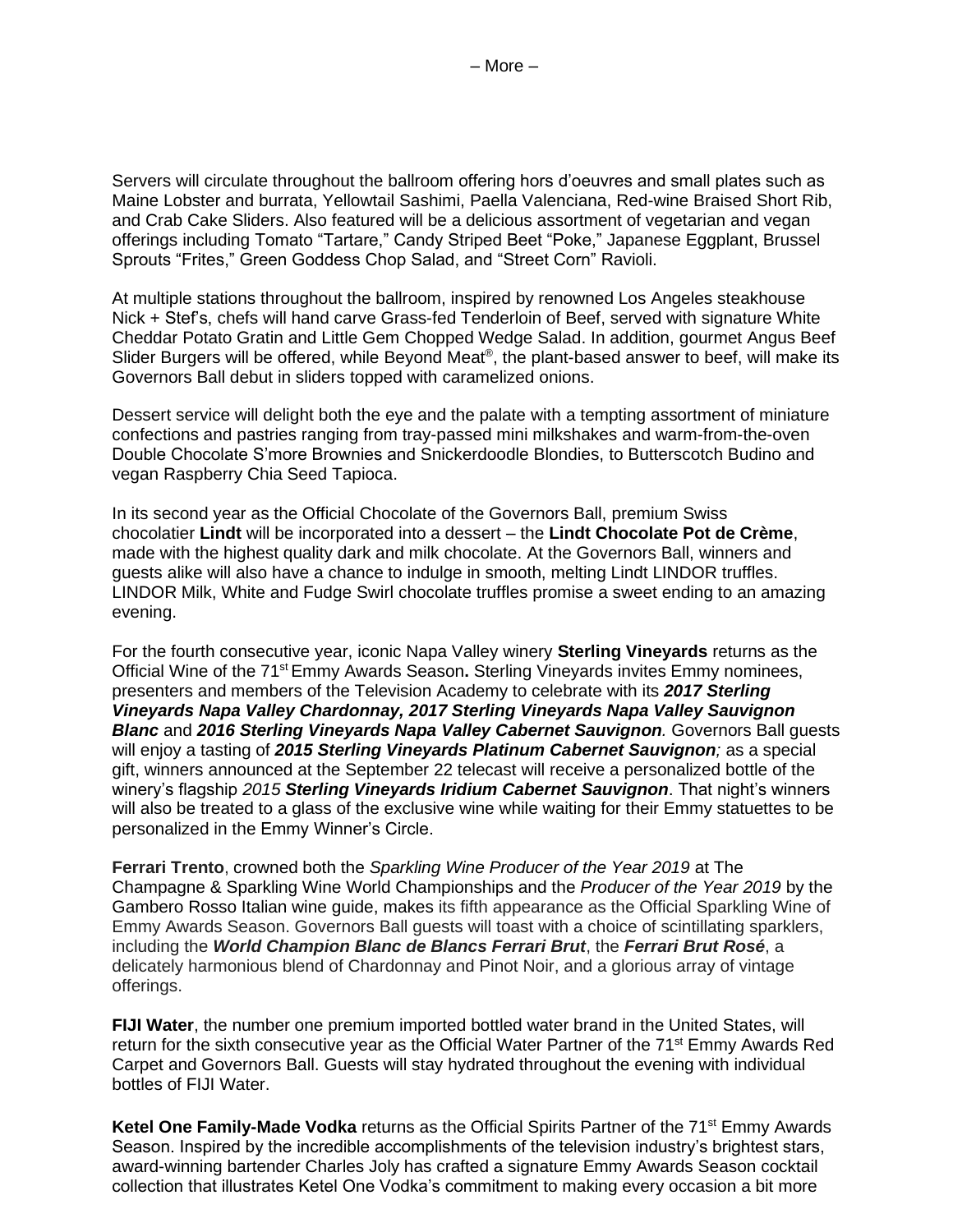– More –

Servers will circulate throughout the ballroom offering hors d'oeuvres and small plates such as Maine Lobster and burrata, Yellowtail Sashimi, Paella Valenciana, Red-wine Braised Short Rib, and Crab Cake Sliders. Also featured will be a delicious assortment of vegetarian and vegan offerings including Tomato "Tartare," Candy Striped Beet "Poke," Japanese Eggplant, Brussel Sprouts "Frites," Green Goddess Chop Salad, and "Street Corn" Ravioli.

At multiple stations throughout the ballroom, inspired by renowned Los Angeles steakhouse Nick + Stef's, chefs will hand carve Grass-fed Tenderloin of Beef, served with signature White Cheddar Potato Gratin and Little Gem Chopped Wedge Salad. In addition, gourmet Angus Beef Slider Burgers will be offered, while Beyond Meat®, the plant-based answer to beef, will make its Governors Ball debut in sliders topped with caramelized onions.

Dessert service will delight both the eye and the palate with a tempting assortment of miniature confections and pastries ranging from tray-passed mini milkshakes and warm-from-the-oven Double Chocolate S'more Brownies and Snickerdoodle Blondies, to Butterscotch Budino and vegan Raspberry Chia Seed Tapioca.

In its second year as the Official Chocolate of the Governors Ball, premium Swiss chocolatier **Lindt** will be incorporated into a dessert – the **Lindt Chocolate Pot de Crème**, made with the highest quality dark and milk chocolate. At the Governors Ball, winners and guests alike will also have a chance to indulge in smooth, melting Lindt LINDOR truffles. LINDOR Milk, White and Fudge Swirl chocolate truffles promise a sweet ending to an amazing evening.

For the fourth consecutive year, iconic Napa Valley winery **Sterling Vineyards** returns as the Official Wine of the 71st Emmy Awards Season**.** Sterling Vineyards invites Emmy nominees, presenters and members of the Television Academy to celebrate with its ***2017 Sterling Vineyards Napa Valley Chardonnay, 2017 Sterling Vineyards Napa Valley Sauvignon Blanc*** and ***2016 Sterling Vineyards Napa Valley Cabernet Sauvignon****.* Governors Ball guests will enjoy a tasting of ***2015 Sterling Vineyards Platinum Cabernet Sauvignon****;* as a special gift, winners announced at the September 22 telecast will receive a personalized bottle of the winery's flagship *2015* ***Sterling Vineyards Iridium Cabernet Sauvignon***. That night's winners will also be treated to a glass of the exclusive wine while waiting for their Emmy statuettes to be personalized in the Emmy Winner's Circle.

**Ferrari Trento**, crowned both the *Sparkling Wine Producer of the Year 2019* at The Champagne & Sparkling Wine World Championships and the *Producer of the Year 2019* by the Gambero Rosso Italian wine guide, makes its fifth appearance as the Official Sparkling Wine of Emmy Awards Season. Governors Ball guests will toast with a choice of scintillating sparklers, including the ***World Champion Blanc de Blancs Ferrari Brut***, the ***Ferrari Brut Rosé***, a delicately harmonious blend of Chardonnay and Pinot Noir, and a glorious array of vintage offerings.

**FIJI Water**, the number one premium imported bottled water brand in the United States, will return for the sixth consecutive year as the Official Water Partner of the 71st Emmy Awards Red Carpet and Governors Ball. Guests will stay hydrated throughout the evening with individual bottles of FIJI Water.

**Ketel One Family-Made Vodka** returns as the Official Spirits Partner of the 71st Emmy Awards Season. Inspired by the incredible accomplishments of the television industry's brightest stars, award-winning bartender Charles Joly has crafted a signature Emmy Awards Season cocktail collection that illustrates Ketel One Vodka's commitment to making every occasion a bit more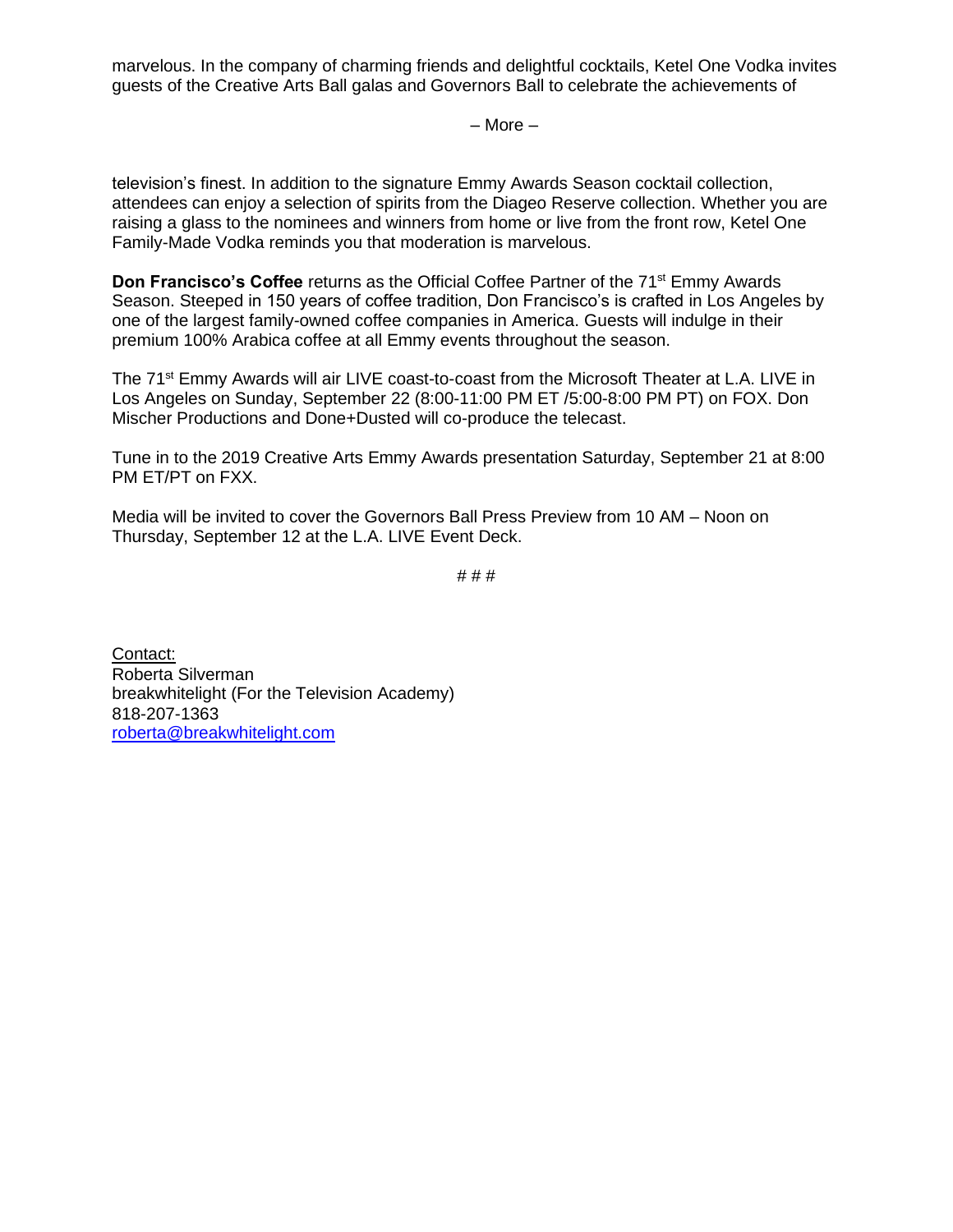marvelous. In the company of charming friends and delightful cocktails, Ketel One Vodka invites guests of the Creative Arts Ball galas and Governors Ball to celebrate the achievements of

– More –

television's finest. In addition to the signature Emmy Awards Season cocktail collection, attendees can enjoy a selection of spirits from the Diageo Reserve collection. Whether you are raising a glass to the nominees and winners from home or live from the front row, Ketel One Family-Made Vodka reminds you that moderation is marvelous.

**Don Francisco's Coffee** returns as the Official Coffee Partner of the 71st Emmy Awards Season. Steeped in 150 years of coffee tradition, Don Francisco's is crafted in Los Angeles by one of the largest family-owned coffee companies in America. Guests will indulge in their premium 100% Arabica coffee at all Emmy events throughout the season.

The 71st Emmy Awards will air LIVE coast-to-coast from the Microsoft Theater at L.A. LIVE in Los Angeles on Sunday, September 22 (8:00-11:00 PM ET /5:00-8:00 PM PT) on FOX. Don Mischer Productions and Done+Dusted will co-produce the telecast.

Tune in to the 2019 Creative Arts Emmy Awards presentation Saturday, September 21 at 8:00 PM ET/PT on FXX.

Media will be invited to cover the Governors Ball Press Preview from 10 AM – Noon on Thursday, September 12 at the L.A. LIVE Event Deck.

# # #

Contact:
Roberta Silverman
breakwhitelight (For the Television Academy)
818-207-1363
roberta@breakwhitelight.com